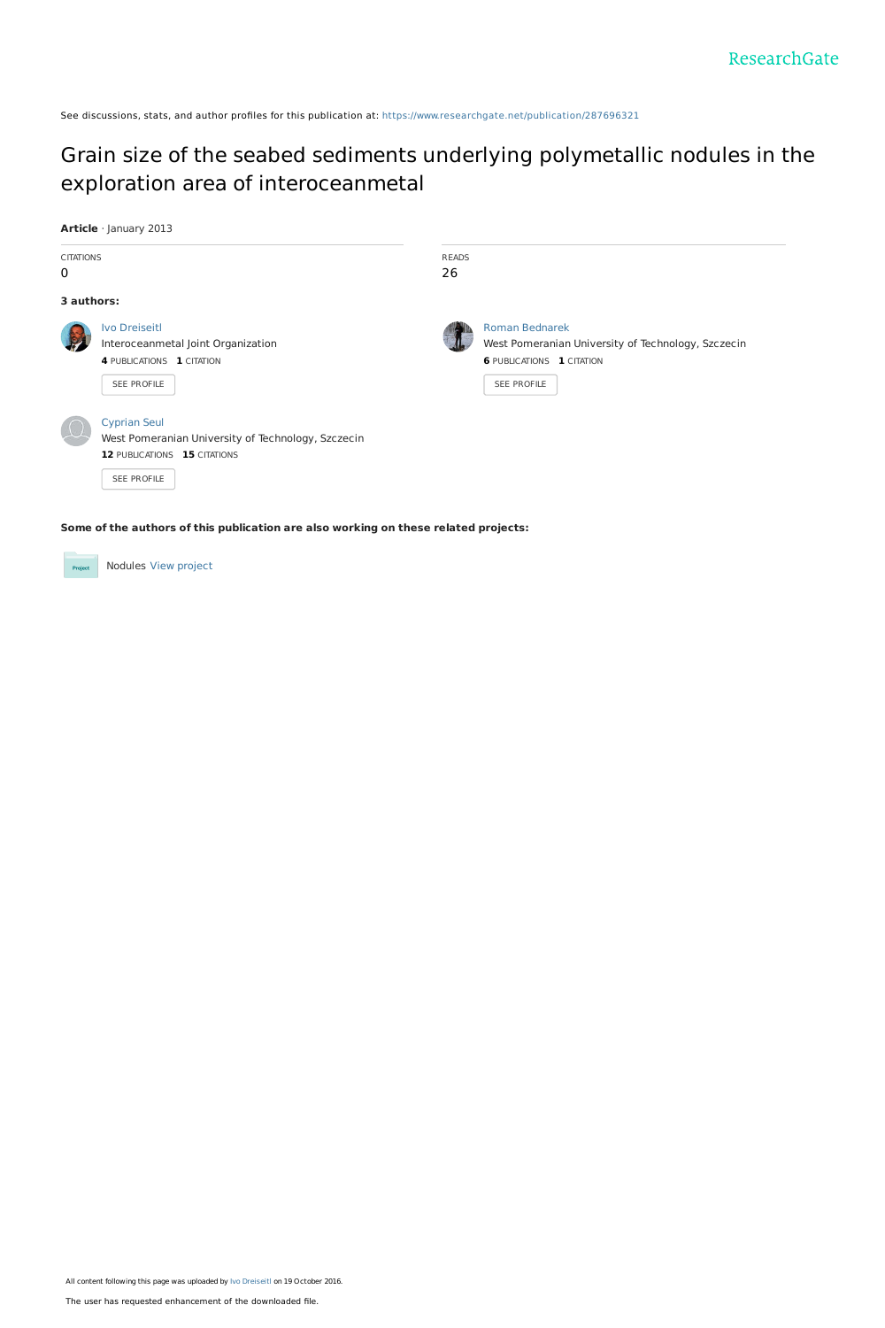See discussions, stats, and author profiles for this publication at: https://www.researchgate.net/publication/287696321

# Grain size of the seabed sediments underlying polymetallic nodules in the exploration area of interoceanmetal

**Article** · January 2013

CITATIONS
0

READS
26

**3 authors:**

Ivo Dreiseitl
Interoceanmetal Joint Organization
**4** PUBLICATIONS **1** CITATION
SEE PROFILE

Roman Bednarek
West Pomeranian University of Technology, Szczecin
**6** PUBLICATIONS **1** CITATION
SEE PROFILE

Cyprian Seul
West Pomeranian University of Technology, Szczecin
**12** PUBLICATIONS **15** CITATIONS
SEE PROFILE

**Some of the authors of this publication are also working on these related projects:**

Nodules View project

All content following this page was uploaded by Ivo Dreiseitl on 19 October 2016.

The user has requested enhancement of the downloaded file.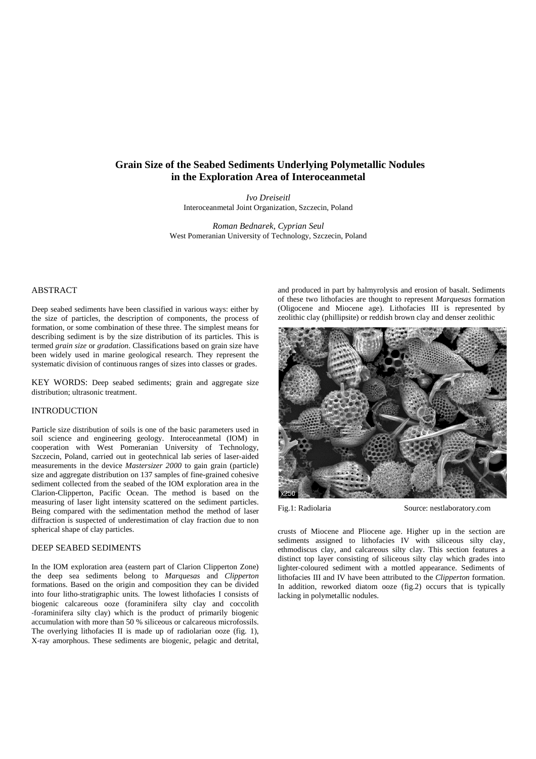# Grain Size of the Seabed Sediments Underlying Polymetallic Nodules in the Exploration Area of Interoceanmetal

*Ivo Dreiseitl*
Interoceanmetal Joint Organization, Szczecin, Poland

*Roman Bednarek, Cyprian Seul*
West Pomeranian University of Technology, Szczecin, Poland

## ABSTRACT

Deep seabed sediments have been classified in various ways: either by the size of particles, the description of components, the process of formation, or some combination of these three. The simplest means for describing sediment is by the size distribution of its particles. This is termed *grain size* or *gradation*. Classifications based on grain size have been widely used in marine geological research. They represent the systematic division of continuous ranges of sizes into classes or grades.

KEY WORDS: Deep seabed sediments; grain and aggregate size distribution; ultrasonic treatment.

## INTRODUCTION

Particle size distribution of soils is one of the basic parameters used in soil science and engineering geology. Interoceanmetal (IOM) in cooperation with West Pomeranian University of Technology, Szczecin, Poland, carried out in geotechnical lab series of laser-aided measurements in the device *Mastersizer 2000* to gain grain (particle) size and aggregate distribution on 137 samples of fine-grained cohesive sediment collected from the seabed of the IOM exploration area in the Clarion-Clipperton, Pacific Ocean. The method is based on the measuring of laser light intensity scattered on the sediment particles. Being compared with the sedimentation method the method of laser diffraction is suspected of underestimation of clay fraction due to non spherical shape of clay particles.

## DEEP SEABED SEDIMENTS

In the IOM exploration area (eastern part of Clarion Clipperton Zone) the deep sea sediments belong to *Marquesas* and *Clipperton* formations. Based on the origin and composition they can be divided into four litho-stratigraphic units. The lowest lithofacies I consists of biogenic calcareous ooze (foraminifera silty clay and coccolith -foraminifera silty clay) which is the product of primarily biogenic accumulation with more than 50 % siliceous or calcareous microfossils. The overlying lithofacies II is made up of radiolarian ooze (fig. 1), X-ray amorphous. These sediments are biogenic, pelagic and detrital, and produced in part by halmyrolysis and erosion of basalt. Sediments of these two lithofacies are thought to represent *Marquesas* formation (Oligocene and Miocene age). Lithofacies III is represented by zeolithic clay (phillipsite) or reddish brown clay and denser zeolithic crusts of Miocene and Pliocene age. Higher up in the section are sediments assigned to lithofacies IV with siliceous silty clay, ethmodiscus clay, and calcareous silty clay. This section features a distinct top layer consisting of siliceous silty clay which grades into lighter-coloured sediment with a mottled appearance. Sediments of lithofacies III and IV have been attributed to the *Clipperton* formation. In addition, reworked diatom ooze (fig.2) occurs that is typically lacking in polymetallic nodules.

Fig.1: Radiolaria Source: nestlaboratory.com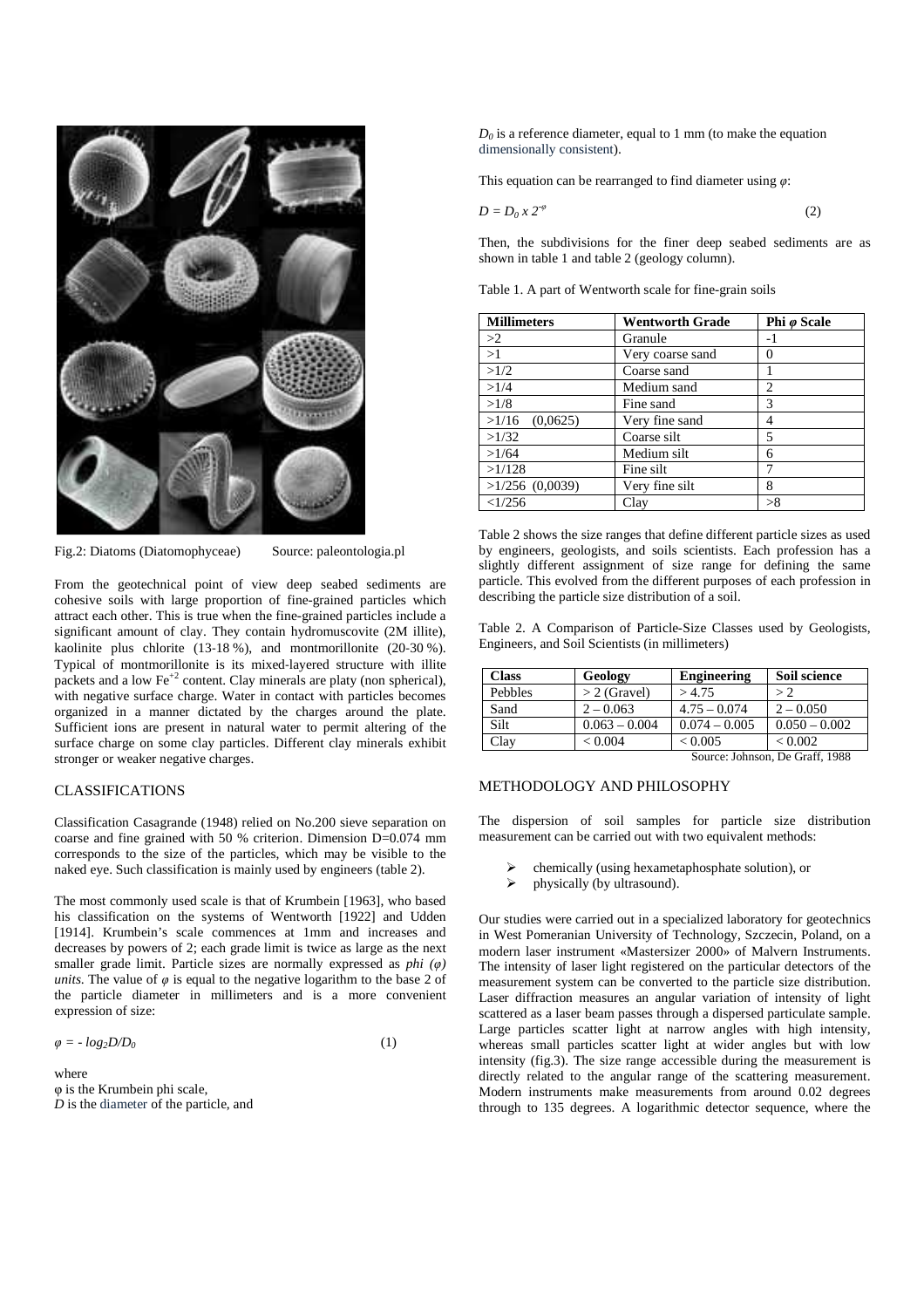Fig.2: Diatoms (Diatomophyceae) Source: paleontologia.pl

From the geotechnical point of view deep seabed sediments are cohesive soils with large proportion of fine-grained particles which attract each other. This is true when the fine-grained particles include a significant amount of clay. They contain hydromuscovite (2M illite), kaolinite plus chlorite (13-18 %), and montmorillonite (20-30 %). Typical of montmorillonite is its mixed-layered structure with illite packets and a low $Fe^{+2}$ content. Clay minerals are platy (non spherical), with negative surface charge. Water in contact with particles becomes organized in a manner dictated by the charges around the plate. Sufficient ions are present in natural water to permit altering of the surface charge on some clay particles. Different clay minerals exhibit stronger or weaker negative charges.

## CLASSIFICATIONS

Classification Casagrande (1948) relied on No.200 sieve separation on coarse and fine grained with 50 % criterion. Dimension D=0.074 mm corresponds to the size of the particles, which may be visible to the naked eye. Such classification is mainly used by engineers (table 2).

The most commonly used scale is that of Krumbein [1963], who based his classification on the systems of Wentworth [1922] and Udden [1914]. Krumbein's scale commences at 1mm and increases and decreases by powers of 2; each grade limit is twice as large as the next smaller grade limit. Particle sizes are normally expressed as *phi* ($\varphi$) *units*. The value of $\varphi$ is equal to the negative logarithm to the base 2 of the particle diameter in millimeters and is a more convenient expression of size:

$$\varphi = - \log_2 D/D_0 \qquad (1)$$

where
φ is the Krumbein phi scale,
$D$ is the diameter of the particle, and
$D_0$ is a reference diameter, equal to 1 mm (to make the equation dimensionally consistent).

This equation can be rearranged to find diameter using $\varphi$:

$$D = D_0 \times 2^{-\varphi} \qquad (2)$$

Then, the subdivisions for the finer deep seabed sediments are as shown in table 1 and table 2 (geology column).

Table 1. A part of Wentworth scale for fine-grain soils

| Millimeters | Wentworth Grade | Phi φ Scale |
|---|---|---|
| >2 | Granule | -1 |
| >1 | Very coarse sand | 0 |
| >1/2 | Coarse sand | 1 |
| >1/4 | Medium sand | 2 |
| >1/8 | Fine sand | 3 |
| >1/16 (0,0625) | Very fine sand | 4 |
| >1/32 | Coarse silt | 5 |
| >1/64 | Medium silt | 6 |
| >1/128 | Fine silt | 7 |
| >1/256 (0,0039) | Very fine silt | 8 |
| <1/256 | Clay | >8 |

Table 2 shows the size ranges that define different particle sizes as used by engineers, geologists, and soils scientists. Each profession has a slightly different assignment of size range for defining the same particle. This evolved from the different purposes of each profession in describing the particle size distribution of a soil.

Table 2. A Comparison of Particle-Size Classes used by Geologists, Engineers, and Soil Scientists (in millimeters)

| Class | Geology | Engineering | Soil science |
|---|---|---|---|
| Pebbles | > 2 (Gravel) | > 4.75 | > 2 |
| Sand | 2 – 0.063 | 4.75 – 0.074 | 2 – 0.050 |
| Silt | 0.063 – 0.004 | 0.074 – 0.005 | 0.050 – 0.002 |
| Clay | < 0.004 | < 0.005 | < 0.002 |

Source: Johnson, De Graff, 1988

## METHODOLOGY AND PHILOSOPHY

The dispersion of soil samples for particle size distribution measurement can be carried out with two equivalent methods:

- chemically (using hexametaphosphate solution), or
- physically (by ultrasound).

Our studies were carried out in a specialized laboratory for geotechnics in West Pomeranian University of Technology, Szczecin, Poland, on a modern laser instrument «Mastersizer 2000» of Malvern Instruments. The intensity of laser light registered on the particular detectors of the measurement system can be converted to the particle size distribution. Laser diffraction measures an angular variation of intensity of light scattered as a laser beam passes through a dispersed particulate sample. Large particles scatter light at narrow angles with high intensity, whereas small particles scatter light at wider angles but with low intensity (fig.3). The size range accessible during the measurement is directly related to the angular range of the scattering measurement. Modern instruments make measurements from around 0.02 degrees through to 135 degrees. A logarithmic detector sequence, where the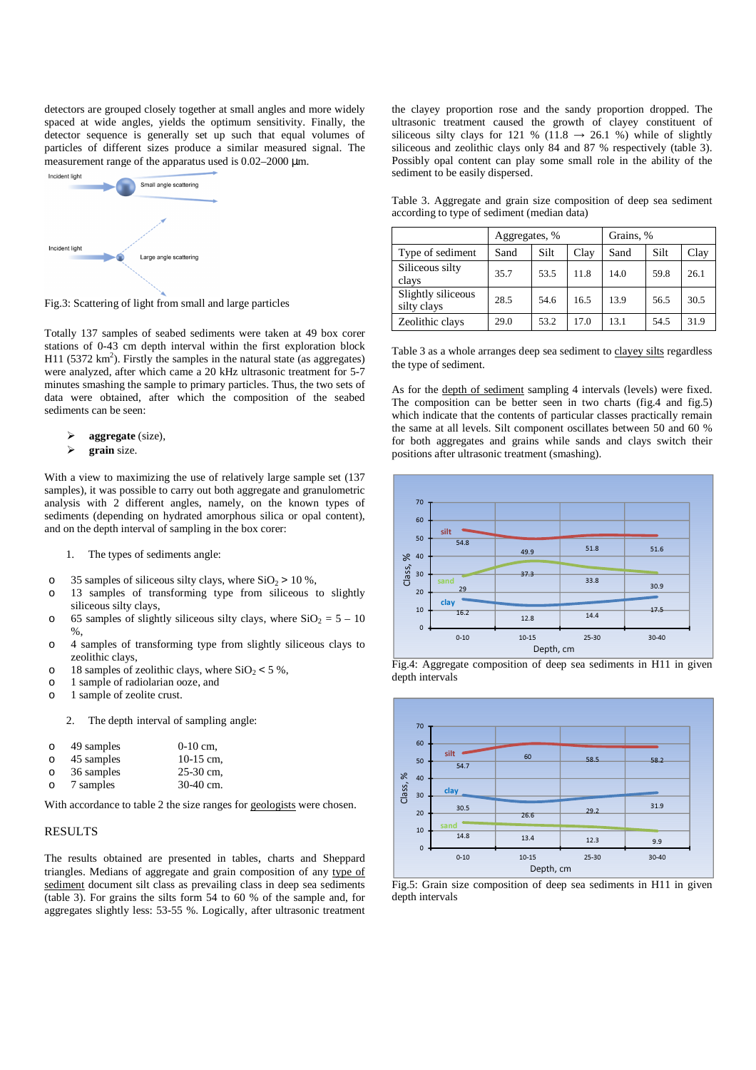detectors are grouped closely together at small angles and more widely spaced at wide angles, yields the optimum sensitivity. Finally, the detector sequence is generally set up such that equal volumes of particles of different sizes produce a similar measured signal. The measurement range of the apparatus used is 0.02–2000 µm.

Fig.3: Scattering of light from small and large particles

Totally 137 samples of seabed sediments were taken at 49 box corer stations of 0-43 cm depth interval within the first exploration block H11 (5372 km$^2$). Firstly the samples in the natural state (as aggregates) were analyzed, after which came a 20 kHz ultrasonic treatment for 5-7 minutes smashing the sample to primary particles. Thus, the two sets of data were obtained, after which the composition of the seabed sediments can be seen:

- **aggregate** (size),
- **grain** size.

With a view to maximizing the use of relatively large sample set (137 samples), it was possible to carry out both aggregate and granulometric analysis with 2 different angles, namely, on the known types of sediments (depending on hydrated amorphous silica or opal content), and on the depth interval of sampling in the box corer:

1. The types of sediments angle:

- 35 samples of siliceous silty clays, where $SiO_2$ > 10 %,
- 13 samples of transforming type from siliceous to slightly siliceous silty clays,
- 65 samples of slightly siliceous silty clays, where $SiO_2$ = 5 – 10 %,
- 4 samples of transforming type from slightly siliceous clays to zeolithic clays,
- 18 samples of zeolithic clays, where $SiO_2$ < 5 %,
- 1 sample of radiolarian ooze, and
- 1 sample of zeolite crust.

2. The depth interval of sampling angle:

- 49 samples 0-10 cm,
- 45 samples 10-15 cm,
- 36 samples 25-30 cm,
- 7 samples 30-40 cm.

With accordance to table 2 the size ranges for geologists were chosen.

## RESULTS

The results obtained are presented in tables, charts and Sheppard triangles. Medians of aggregate and grain composition of any type of sediment document silt class as prevailing class in deep sea sediments (table 3). For grains the silts form 54 to 60 % of the sample and, for aggregates slightly less: 53-55 %. Logically, after ultrasonic treatment the clayey proportion rose and the sandy proportion dropped. The ultrasonic treatment caused the growth of clayey constituent of siliceous silty clays for 121 % (11.8 → 26.1 %) while of slightly siliceous and zeolithic clays only 84 and 87 % respectively (table 3). Possibly opal content can play some small role in the ability of the sediment to be easily dispersed.

Table 3. Aggregate and grain size composition of deep sea sediment according to type of sediment (median data)

| | Aggregates, % | | | Grains, % | | |
|---|---|---|---|---|---|---|
| Type of sediment | Sand | Silt | Clay | Sand | Silt | Clay |
| Siliceous silty clays | 35.7 | 53.5 | 11.8 | 14.0 | 59.8 | 26.1 |
| Slightly siliceous silty clays | 28.5 | 54.6 | 16.5 | 13.9 | 56.5 | 30.5 |
| Zeolithic clays | 29.0 | 53.2 | 17.0 | 13.1 | 54.5 | 31.9 |

Table 3 as a whole arranges deep sea sediment to clayey silts regardless the type of sediment.

As for the depth of sediment sampling 4 intervals (levels) were fixed. The composition can be better seen in two charts (fig.4 and fig.5) which indicate that the contents of particular classes practically remain the same at all levels. Silt component oscillates between 50 and 60 % for both aggregates and grains while sands and clays switch their positions after ultrasonic treatment (smashing).

Fig.4: Aggregate composition of deep sea sediments in H11 in given depth intervals

Fig.5: Grain size composition of deep sea sediments in H11 in given depth intervals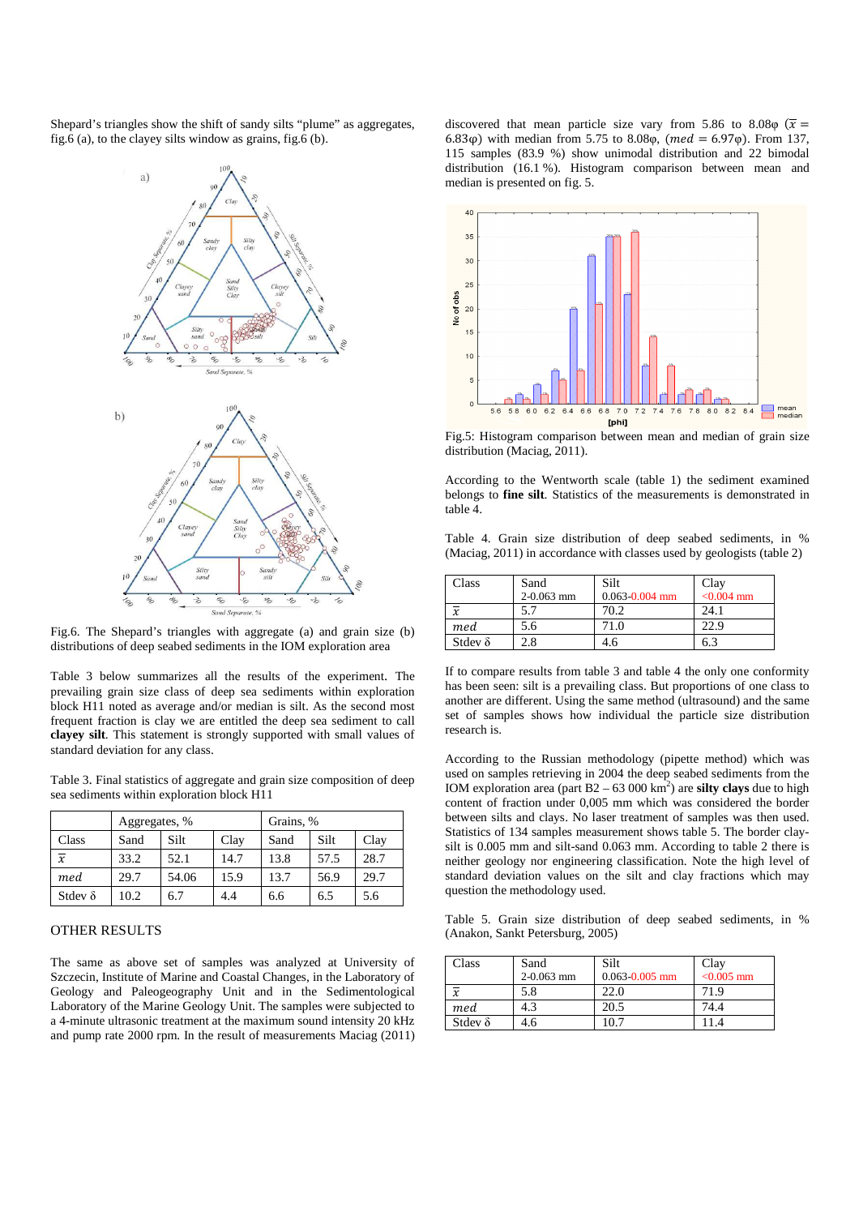Shepard's triangles show the shift of sandy silts "plume" as aggregates, fig.6 (a), to the clayey silts window as grains, fig.6 (b).

Fig.6. The Shepard's triangles with aggregate (a) and grain size (b) distributions of deep seabed sediments in the IOM exploration area

Table 3 below summarizes all the results of the experiment. The prevailing grain size class of deep sea sediments within exploration block H11 noted as average and/or median is silt. As the second most frequent fraction is clay we are entitled the deep sea sediment to call **clayey silt**. This statement is strongly supported with small values of standard deviation for any class.

Table 3. Final statistics of aggregate and grain size composition of deep sea sediments within exploration block H11

| | Aggregates, % | | | Grains, % | | |
|---|---|---|---|---|---|---|
| Class | Sand | Silt | Clay | Sand | Silt | Clay |
| $\bar{x}$ | 33.2 | 52.1 | 14.7 | 13.8 | 57.5 | 28.7 |
| $med$ | 29.7 | 54.06 | 15.9 | 13.7 | 56.9 | 29.7 |
| Stdev δ | 10.2 | 6.7 | 4.4 | 6.6 | 6.5 | 5.6 |

## OTHER RESULTS

The same as above set of samples was analyzed at University of Szczecin, Institute of Marine and Coastal Changes, in the Laboratory of Geology and Paleogeography Unit and in the Sedimentological Laboratory of the Marine Geology Unit. The samples were subjected to a 4-minute ultrasonic treatment at the maximum sound intensity 20 kHz and pump rate 2000 rpm. In the result of measurements Maciag (2011) discovered that mean particle size vary from 5.86 to 8.08φ ($\bar{x} = 6.83\varphi$) with median from 5.75 to 8.08φ, ($med = 6.97\varphi$). From 137, 115 samples (83.9 %) show unimodal distribution and 22 bimodal distribution (16.1 %). Histogram comparison between mean and median is presented on fig. 5.

Fig.5: Histogram comparison between mean and median of grain size distribution (Maciag, 2011).

According to the Wentworth scale (table 1) the sediment examined belongs to **fine silt**. Statistics of the measurements is demonstrated in table 4.

Table 4. Grain size distribution of deep seabed sediments, in % (Maciag, 2011) in accordance with classes used by geologists (table 2)

| Class | Sand<br>2-0.063 mm | Silt<br>0.063-0.004 mm | Clay<br><0.004 mm |
|---|---|---|---|
| $\bar{x}$ | 5.7 | 70.2 | 24.1 |
| $med$ | 5.6 | 71.0 | 22.9 |
| Stdev δ | 2.8 | 4.6 | 6.3 |

If to compare results from table 3 and table 4 the only one conformity has been seen: silt is a prevailing class. But proportions of one class to another are different. Using the same method (ultrasound) and the same set of samples shows how individual the particle size distribution research is.

According to the Russian methodology (pipette method) which was used on samples retrieving in 2004 the deep seabed sediments from the IOM exploration area (part B2 – 63 000 km$^2$) are **silty clays** due to high content of fraction under 0,005 mm which was considered the border between silts and clays. No laser treatment of samples was then used. Statistics of 134 samples measurement shows table 5. The border clay-silt is 0.005 mm and silt-sand 0.063 mm. According to table 2 there is neither geology nor engineering classification. Note the high level of standard deviation values on the silt and clay fractions which may question the methodology used.

Table 5. Grain size distribution of deep seabed sediments, in % (Anakon, Sankt Petersburg, 2005)

| Class | Sand<br>2-0.063 mm | Silt<br>0.063-0.005 mm | Clay<br><0.005 mm |
|---|---|---|---|
| $\bar{x}$ | 5.8 | 22.0 | 71.9 |
| $med$ | 4.3 | 20.5 | 74.4 |
| Stdev δ | 4.6 | 10.7 | 11.4 |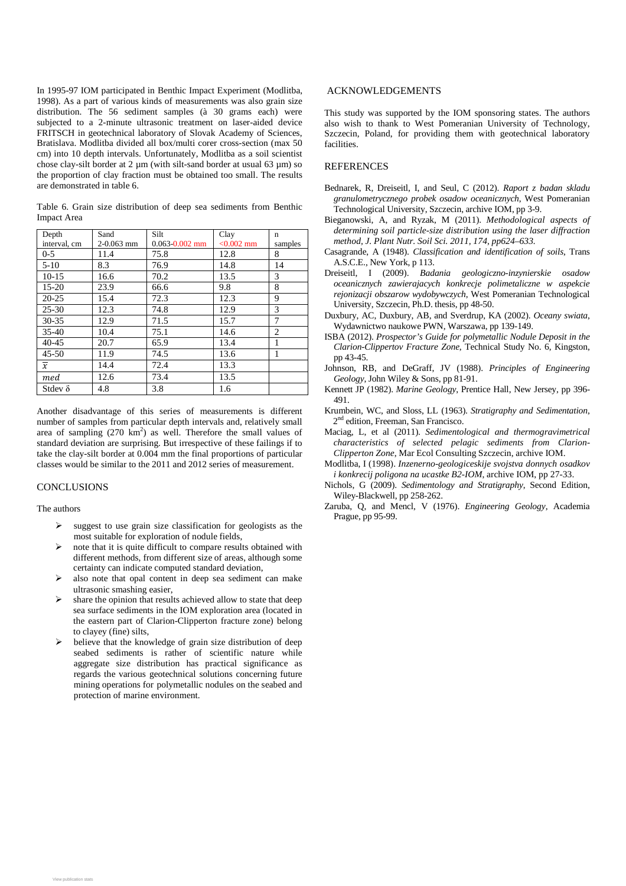In 1995-97 IOM participated in Benthic Impact Experiment (Modlitba, 1998). As a part of various kinds of measurements was also grain size distribution. The 56 sediment samples (à 30 grams each) were subjected to a 2-minute ultrasonic treatment on laser-aided device FRITSCH in geotechnical laboratory of Slovak Academy of Sciences, Bratislava. Modlitba divided all box/multi corer cross-section (max 50 cm) into 10 depth intervals. Unfortunately, Modlitba as a soil scientist chose clay-silt border at 2 µm (with silt-sand border at usual 63 µm) so the proportion of clay fraction must be obtained too small. The results are demonstrated in table 6.

Table 6. Grain size distribution of deep sea sediments from Benthic Impact Area

| Depth interval, cm | Sand 2-0.063 mm | Silt 0.063-0.002 mm | Clay <0.002 mm | n samples |
|---|---|---|---|---|
| 0-5 | 11.4 | 75.8 | 12.8 | 8 |
| 5-10 | 8.3 | 76.9 | 14.8 | 14 |
| 10-15 | 16.6 | 70.2 | 13.5 | 3 |
| 15-20 | 23.9 | 66.6 | 9.8 | 8 |
| 20-25 | 15.4 | 72.3 | 12.3 | 9 |
| 25-30 | 12.3 | 74.8 | 12.9 | 3 |
| 30-35 | 12.9 | 71.5 | 15.7 | 7 |
| 35-40 | 10.4 | 75.1 | 14.6 | 2 |
| 40-45 | 20.7 | 65.9 | 13.4 | 1 |
| 45-50 | 11.9 | 74.5 | 13.6 | 1 |
| $\bar{x}$ | 14.4 | 72.4 | 13.3 | |
| $med$ | 12.6 | 73.4 | 13.5 | |
| Stdev $\delta$ | 4.8 | 3.8 | 1.6 | |

Another disadvantage of this series of measurements is different number of samples from particular depth intervals and, relatively small area of sampling (270 km$^2$) as well. Therefore the small values of standard deviation are surprising. But irrespective of these failings if to take the clay-silt border at 0.004 mm the final proportions of particular classes would be similar to the 2011 and 2012 series of measurement.

## CONCLUSIONS

The authors

- suggest to use grain size classification for geologists as the most suitable for exploration of nodule fields,
- note that it is quite difficult to compare results obtained with different methods, from different size of areas, although some certainty can indicate computed standard deviation,
- also note that opal content in deep sea sediment can make ultrasonic smashing easier,
- share the opinion that results achieved allow to state that deep sea surface sediments in the IOM exploration area (located in the eastern part of Clarion-Clipperton fracture zone) belong to clayey (fine) silts,
- believe that the knowledge of grain size distribution of deep seabed sediments is rather of scientific nature while aggregate size distribution has practical significance as regards the various geotechnical solutions concerning future mining operations for polymetallic nodules on the seabed and protection of marine environment.

## ACKNOWLEDGEMENTS

This study was supported by the IOM sponsoring states. The authors also wish to thank to West Pomeranian University of Technology, Szczecin, Poland, for providing them with geotechnical laboratory facilities.

## REFERENCES

Bednarek, R, Dreiseitl, I, and Seul, C (2012). *Raport z badan skladu granulometrycznego probek osadow oceanicznych*, West Pomeranian Technological University, Szczecin, archive IOM, pp 3-9.

Bieganowski, A, and Ryzak, M (2011). *Methodological aspects of determining soil particle-size distribution using the laser diffraction method, J. Plant Nutr. Soil Sci. 2011, 174, pp624–633.*

Casagrande, A (1948). *Classification and identification of soils*, Trans A.S.C.E., New York, p 113.

Dreiseitl, I (2009). *Badania geologiczno-inzynierskie osadow oceanicznych zawierajacych konkrecje polimetaliczne w aspekcie rejonizacji obszarow wydobywczych*, West Pomeranian Technological University, Szczecin, Ph.D. thesis, pp 48-50.

Duxbury, AC, Duxbury, AB, and Sverdrup, KA (2002). *Oceany swiata*, Wydawnictwo naukowe PWN, Warszawa, pp 139-149.

ISBA (2012). *Prospector's Guide for polymetallic Nodule Deposit in the Clarion-Clippertov Fracture Zone*, Technical Study No. 6, Kingston, pp 43-45.

Johnson, RB, and DeGraff, JV (1988). *Principles of Engineering Geology*, John Wiley & Sons, pp 81-91.

Kennett JP (1982). *Marine Geology*, Prentice Hall, New Jersey, pp 396-491.

Krumbein, WC, and Sloss, LL (1963). *Stratigraphy and Sedimentation*, 2nd edition, Freeman, San Francisco.

Maciag, L, et al (2011). *Sedimentological and thermogravimetrical characteristics of selected pelagic sediments from Clarion-Clipperton Zone*, Mar Ecol Consulting Szczecin, archive IOM.

Modlitba, I (1998). *Inzenerno-geologiceskije svojstva donnych osadkov i konkrecij poligona na ucastke B2-IOM*, archive IOM, pp 27-33.

Nichols, G (2009). *Sedimentology and Stratigraphy*, Second Edition, Wiley-Blackwell, pp 258-262.

Zaruba, Q, and Mencl, V (1976). *Engineering Geology*, Academia Prague, pp 95-99.